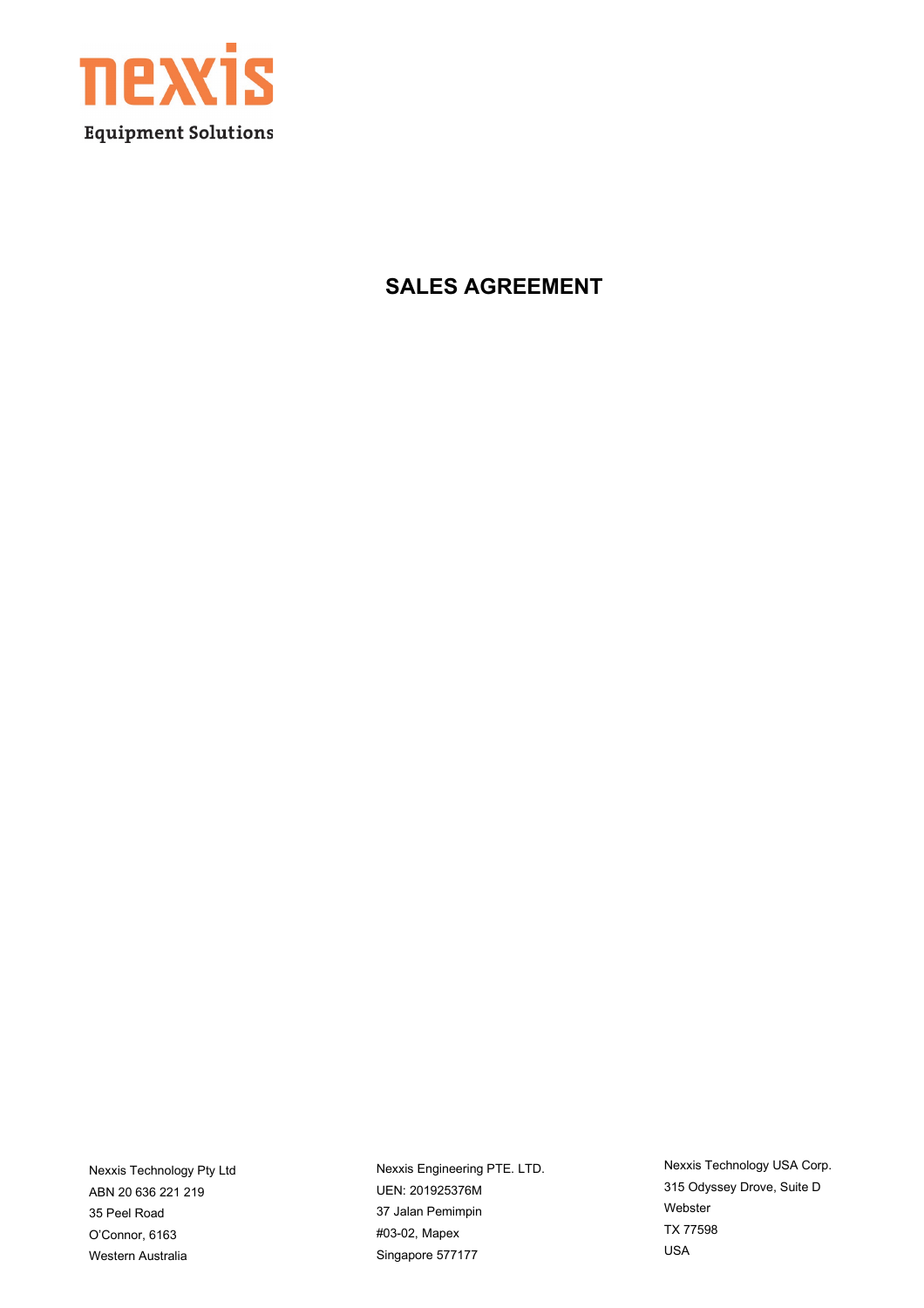nexxis

Equipment Solutions

# SALES AGREEMENT

Nexxis Technology Pty Ltd
ABN 20 636 221 219
35 Peel Road
O'Connor, 6163
Western Australia

Nexxis Engineering PTE. LTD.
UEN: 201925376M
37 Jalan Pemimpin
#03-02, Mapex
Singapore 577177

Nexxis Technology USA Corp.
315 Odyssey Drove, Suite D
Webster
TX 77598
USA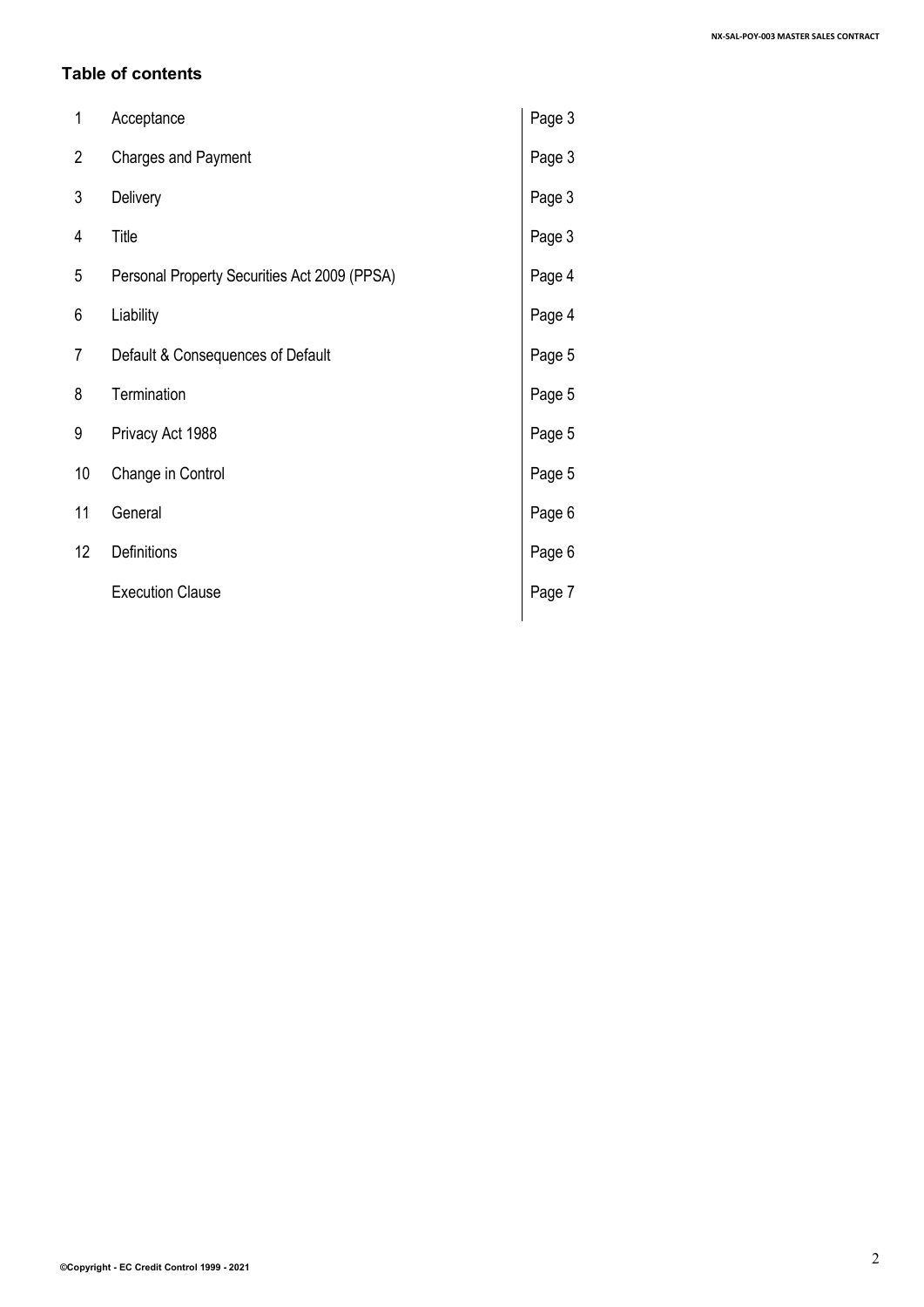**Table of contents**

| | | |
|---|---|---|
| 1 | Acceptance | Page 3 |
| 2 | Charges and Payment | Page 3 |
| 3 | Delivery | Page 3 |
| 4 | Title | Page 3 |
| 5 | Personal Property Securities Act 2009 (PPSA) | Page 4 |
| 6 | Liability | Page 4 |
| 7 | Default & Consequences of Default | Page 5 |
| 8 | Termination | Page 5 |
| 9 | Privacy Act 1988 | Page 5 |
| 10 | Change in Control | Page 5 |
| 11 | General | Page 6 |
| 12 | Definitions | Page 6 |
| | Execution Clause | Page 7 |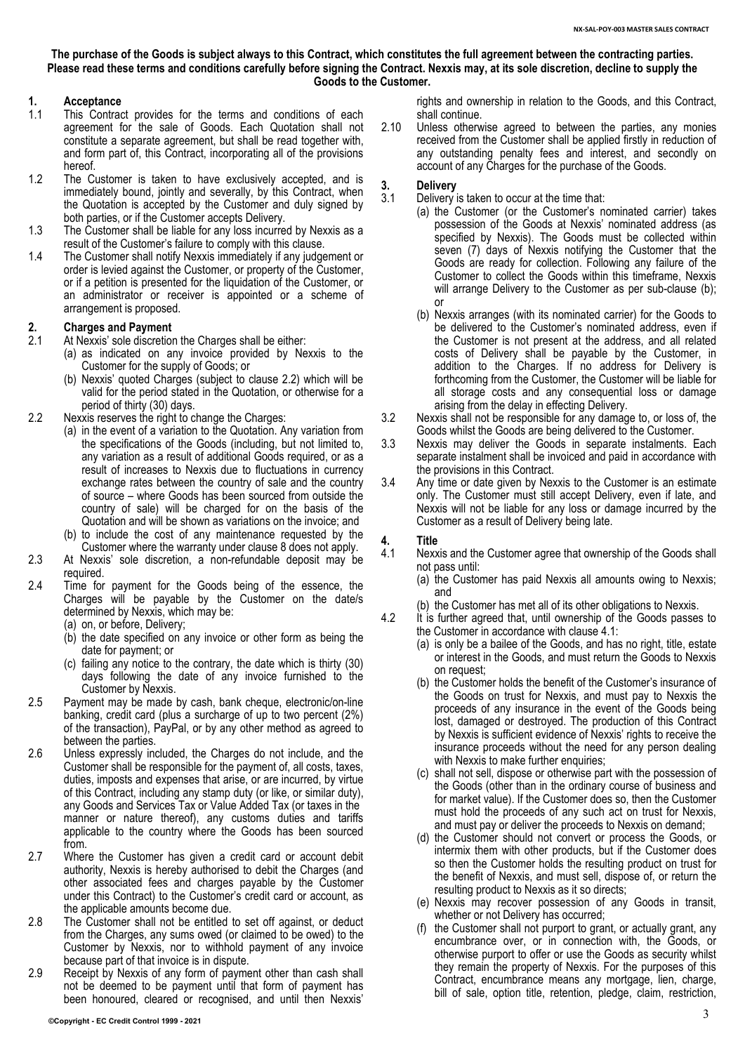**The purchase of the Goods is subject always to this Contract, which constitutes the full agreement between the contracting parties. Please read these terms and conditions carefully before signing the Contract. Nexxis may, at its sole discretion, decline to supply the Goods to the Customer.**

## 1. Acceptance

1.1 This Contract provides for the terms and conditions of each agreement for the sale of Goods. Each Quotation shall not constitute a separate agreement, but shall be read together with, and form part of, this Contract, incorporating all of the provisions hereof.

1.2 The Customer is taken to have exclusively accepted, and is immediately bound, jointly and severally, by this Contract, when the Quotation is accepted by the Customer and duly signed by both parties, or if the Customer accepts Delivery.

1.3 The Customer shall be liable for any loss incurred by Nexxis as a result of the Customer's failure to comply with this clause.

1.4 The Customer shall notify Nexxis immediately if any judgement or order is levied against the Customer, or property of the Customer, or if a petition is presented for the liquidation of the Customer, or an administrator or receiver is appointed or a scheme of arrangement is proposed.

## 2. Charges and Payment

2.1 At Nexxis' sole discretion the Charges shall be either:
- (a) as indicated on any invoice provided by Nexxis to the Customer for the supply of Goods; or
- (b) Nexxis' quoted Charges (subject to clause 2.2) which will be valid for the period stated in the Quotation, or otherwise for a period of thirty (30) days.

2.2 Nexxis reserves the right to change the Charges:
- (a) in the event of a variation to the Quotation. Any variation from the specifications of the Goods (including, but not limited to, any variation as a result of additional Goods required, or as a result of increases to Nexxis due to fluctuations in currency exchange rates between the country of sale and the country of source – where Goods has been sourced from outside the country of sale) will be charged for on the basis of the Quotation and will be shown as variations on the invoice; and
- (b) to include the cost of any maintenance requested by the Customer where the warranty under clause 8 does not apply.

2.3 At Nexxis' sole discretion, a non-refundable deposit may be required.

2.4 Time for payment for the Goods being of the essence, the Charges will be payable by the Customer on the date/s determined by Nexxis, which may be:
- (a) on, or before, Delivery;
- (b) the date specified on any invoice or other form as being the date for payment; or
- (c) failing any notice to the contrary, the date which is thirty (30) days following the date of any invoice furnished to the Customer by Nexxis.

2.5 Payment may be made by cash, bank cheque, electronic/on-line banking, credit card (plus a surcharge of up to two percent (2%) of the transaction), PayPal, or by any other method as agreed to between the parties.

2.6 Unless expressly included, the Charges do not include, and the Customer shall be responsible for the payment of, all costs, taxes, duties, imposts and expenses that arise, or are incurred, by virtue of this Contract, including any stamp duty (or like, or similar duty), any Goods and Services Tax or Value Added Tax (or taxes in the manner or nature thereof), any customs duties and tariffs applicable to the country where the Goods has been sourced from.

2.7 Where the Customer has given a credit card or account debit authority, Nexxis is hereby authorised to debit the Charges (and other associated fees and charges payable by the Customer under this Contract) to the Customer's credit card or account, as the applicable amounts become due.

2.8 The Customer shall not be entitled to set off against, or deduct from the Charges, any sums owed (or claimed to be owed) to the Customer by Nexxis, nor to withhold payment of any invoice because part of that invoice is in dispute.

2.9 Receipt by Nexxis of any form of payment other than cash shall not be deemed to be payment until that form of payment has been honoured, cleared or recognised, and until then Nexxis' rights and ownership in relation to the Goods, and this Contract, shall continue.

2.10 Unless otherwise agreed to between the parties, any monies received from the Customer shall be applied firstly in reduction of any outstanding penalty fees and interest, and secondly on account of any Charges for the purchase of the Goods.

## 3. Delivery

3.1 Delivery is taken to occur at the time that:
- (a) the Customer (or the Customer's nominated carrier) takes possession of the Goods at Nexxis' nominated address (as specified by Nexxis). The Goods must be collected within seven (7) days of Nexxis notifying the Customer that the Goods are ready for collection. Following any failure of the Customer to collect the Goods within this timeframe, Nexxis will arrange Delivery to the Customer as per sub-clause (b); or
- (b) Nexxis arranges (with its nominated carrier) for the Goods to be delivered to the Customer's nominated address, even if the Customer is not present at the address, and all related costs of Delivery shall be payable by the Customer, in addition to the Charges. If no address for Delivery is forthcoming from the Customer, the Customer will be liable for all storage costs and any consequential loss or damage arising from the delay in effecting Delivery.

3.2 Nexxis shall not be responsible for any damage to, or loss of, the Goods whilst the Goods are being delivered to the Customer.

3.3 Nexxis may deliver the Goods in separate instalments. Each separate instalment shall be invoiced and paid in accordance with the provisions in this Contract.

3.4 Any time or date given by Nexxis to the Customer is an estimate only. The Customer must still accept Delivery, even if late, and Nexxis will not be liable for any loss or damage incurred by the Customer as a result of Delivery being late.

## 4. Title

4.1 Nexxis and the Customer agree that ownership of the Goods shall not pass until:
- (a) the Customer has paid Nexxis all amounts owing to Nexxis; and
- (b) the Customer has met all of its other obligations to Nexxis.

4.2 It is further agreed that, until ownership of the Goods passes to the Customer in accordance with clause 4.1:
- (a) is only be a bailee of the Goods, and has no right, title, estate or interest in the Goods, and must return the Goods to Nexxis on request;
- (b) the Customer holds the benefit of the Customer's insurance of the Goods on trust for Nexxis, and must pay to Nexxis the proceeds of any insurance in the event of the Goods being lost, damaged or destroyed. The production of this Contract by Nexxis is sufficient evidence of Nexxis' rights to receive the insurance proceeds without the need for any person dealing with Nexxis to make further enquiries;
- (c) shall not sell, dispose or otherwise part with the possession of the Goods (other than in the ordinary course of business and for market value). If the Customer does so, then the Customer must hold the proceeds of any such act on trust for Nexxis, and must pay or deliver the proceeds to Nexxis on demand;
- (d) the Customer should not convert or process the Goods, or intermix them with other products, but if the Customer does so then the Customer holds the resulting product on trust for the benefit of Nexxis, and must sell, dispose of, or return the resulting product to Nexxis as it so directs;
- (e) Nexxis may recover possession of any Goods in transit, whether or not Delivery has occurred;
- (f) the Customer shall not purport to grant, or actually grant, any encumbrance over, or in connection with, the Goods, or otherwise purport to offer or use the Goods as security whilst they remain the property of Nexxis. For the purposes of this Contract, encumbrance means any mortgage, lien, charge, bill of sale, option title, retention, pledge, claim, restriction,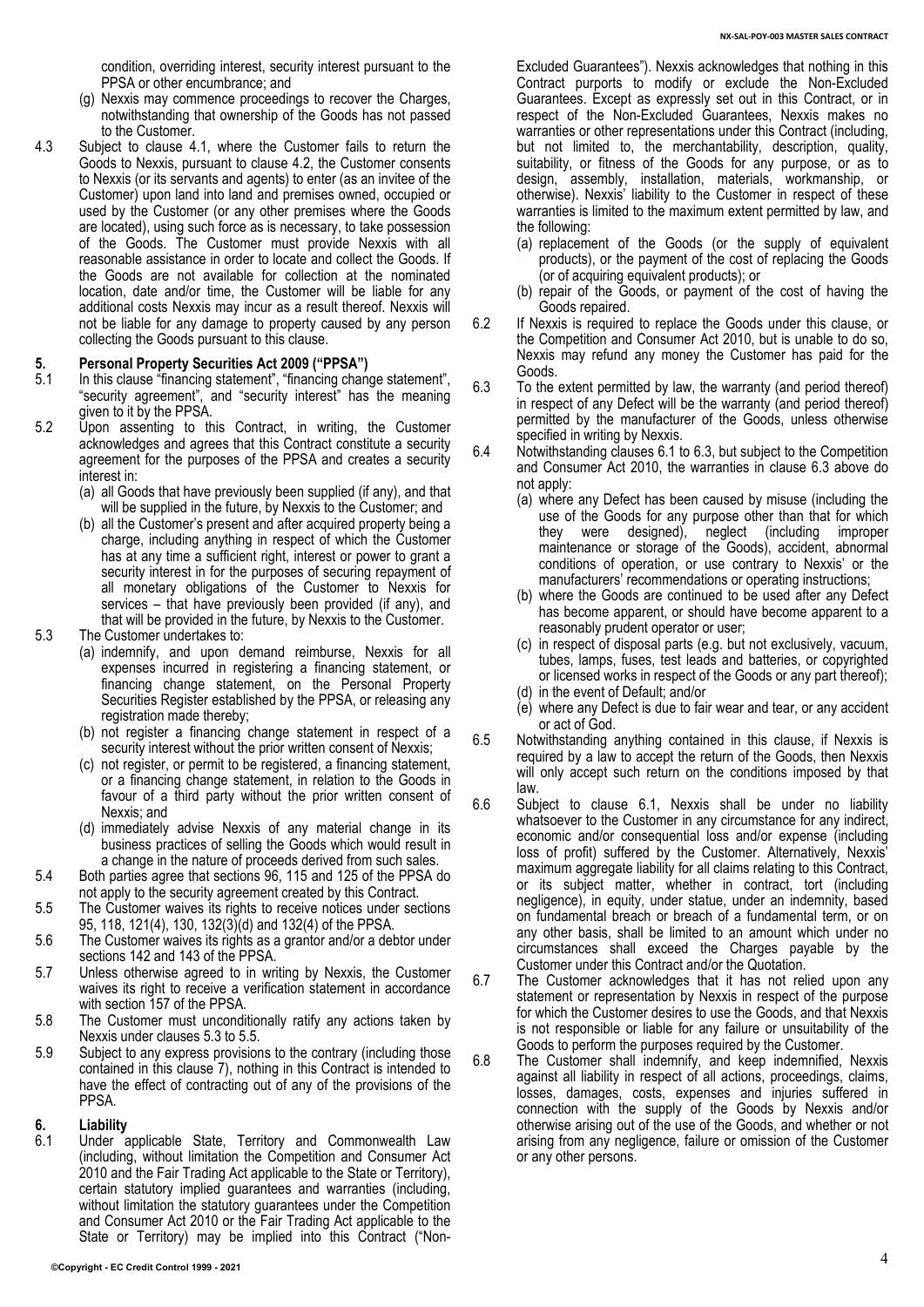condition, overriding interest, security interest pursuant to the PPSA or other encumbrance; and

(g) Nexxis may commence proceedings to recover the Charges, notwithstanding that ownership of the Goods has not passed to the Customer.

4.3 Subject to clause 4.1, where the Customer fails to return the Goods to Nexxis, pursuant to clause 4.2, the Customer consents to Nexxis (or its servants and agents) to enter (as an invitee of the Customer) upon land into land and premises owned, occupied or used by the Customer (or any other premises where the Goods are located), using such force as is necessary, to take possession of the Goods. The Customer must provide Nexxis with all reasonable assistance in order to locate and collect the Goods. If the Goods are not available for collection at the nominated location, date and/or time, the Customer will be liable for any additional costs Nexxis may incur as a result thereof. Nexxis will not be liable for any damage to property caused by any person collecting the Goods pursuant to this clause.

## 5. Personal Property Securities Act 2009 ("PPSA")

5.1 In this clause "financing statement", "financing change statement", "security agreement", and "security interest" has the meaning given to it by the PPSA.

5.2 Upon assenting to this Contract, in writing, the Customer acknowledges and agrees that this Contract constitute a security agreement for the purposes of the PPSA and creates a security interest in:

(a) all Goods that have previously been supplied (if any), and that will be supplied in the future, by Nexxis to the Customer; and

(b) all the Customer's present and after acquired property being a charge, including anything in respect of which the Customer has at any time a sufficient right, interest or power to grant a security interest in for the purposes of securing repayment of all monetary obligations of the Customer to Nexxis for services – that have previously been provided (if any), and that will be provided in the future, by Nexxis to the Customer.

5.3 The Customer undertakes to:

(a) indemnify, and upon demand reimburse, Nexxis for all expenses incurred in registering a financing statement, or financing change statement, on the Personal Property Securities Register established by the PPSA, or releasing any registration made thereby;

(b) not register a financing change statement in respect of a security interest without the prior written consent of Nexxis;

(c) not register, or permit to be registered, a financing statement, or a financing change statement, in relation to the Goods in favour of a third party without the prior written consent of Nexxis; and

(d) immediately advise Nexxis of any material change in its business practices of selling the Goods which would result in a change in the nature of proceeds derived from such sales.

5.4 Both parties agree that sections 96, 115 and 125 of the PPSA do not apply to the security agreement created by this Contract.

5.5 The Customer waives its rights to receive notices under sections 95, 118, 121(4), 130, 132(3)(d) and 132(4) of the PPSA.

5.6 The Customer waives its rights as a grantor and/or a debtor under sections 142 and 143 of the PPSA.

5.7 Unless otherwise agreed to in writing by Nexxis, the Customer waives its right to receive a verification statement in accordance with section 157 of the PPSA.

5.8 The Customer must unconditionally ratify any actions taken by Nexxis under clauses 5.3 to 5.5.

5.9 Subject to any express provisions to the contrary (including those contained in this clause 7), nothing in this Contract is intended to have the effect of contracting out of any of the provisions of the PPSA.

## 6. Liability

6.1 Under applicable State, Territory and Commonwealth Law (including, without limitation the Competition and Consumer Act 2010 and the Fair Trading Act applicable to the State or Territory), certain statutory implied guarantees and warranties (including, without limitation the statutory guarantees under the Competition and Consumer Act 2010 or the Fair Trading Act applicable to the State or Territory) may be implied into this Contract ("Non-Excluded Guarantees"). Nexxis acknowledges that nothing in this Contract purports to modify or exclude the Non-Excluded Guarantees. Except as expressly set out in this Contract, or in respect of the Non-Excluded Guarantees, Nexxis makes no warranties or other representations under this Contract (including, but not limited to, the merchantability, description, quality, suitability, or fitness of the Goods for any purpose, or as to design, assembly, installation, materials, workmanship, or otherwise). Nexxis' liability to the Customer in respect of these warranties is limited to the maximum extent permitted by law, and the following:

(a) replacement of the Goods (or the supply of equivalent products), or the payment of the cost of replacing the Goods (or of acquiring equivalent products); or

(b) repair of the Goods, or payment of the cost of having the Goods repaired.

6.2 If Nexxis is required to replace the Goods under this clause, or the Competition and Consumer Act 2010, but is unable to do so, Nexxis may refund any money the Customer has paid for the Goods.

6.3 To the extent permitted by law, the warranty (and period thereof) in respect of any Defect will be the warranty (and period thereof) permitted by the manufacturer of the Goods, unless otherwise specified in writing by Nexxis.

6.4 Notwithstanding clauses 6.1 to 6.3, but subject to the Competition and Consumer Act 2010, the warranties in clause 6.3 above do not apply:

(a) where any Defect has been caused by misuse (including the use of the Goods for any purpose other than that for which they were designed), neglect (including improper maintenance or storage of the Goods), accident, abnormal conditions of operation, or use contrary to Nexxis' or the manufacturers' recommendations or operating instructions;

(b) where the Goods are continued to be used after any Defect has become apparent, or should have become apparent to a reasonably prudent operator or user;

(c) in respect of disposal parts (e.g. but not exclusively, vacuum, tubes, lamps, fuses, test leads and batteries, or copyrighted or licensed works in respect of the Goods or any part thereof);

(d) in the event of Default; and/or

(e) where any Defect is due to fair wear and tear, or any accident or act of God.

6.5 Notwithstanding anything contained in this clause, if Nexxis is required by a law to accept the return of the Goods, then Nexxis will only accept such return on the conditions imposed by that law.

6.6 Subject to clause 6.1, Nexxis shall be under no liability whatsoever to the Customer in any circumstance for any indirect, economic and/or consequential loss and/or expense (including loss of profit) suffered by the Customer. Alternatively, Nexxis' maximum aggregate liability for all claims relating to this Contract, or its subject matter, whether in contract, tort (including negligence), in equity, under statue, under an indemnity, based on fundamental breach or breach of a fundamental term, or on any other basis, shall be limited to an amount which under no circumstances shall exceed the Charges payable by the Customer under this Contract and/or the Quotation.

6.7 The Customer acknowledges that it has not relied upon any statement or representation by Nexxis in respect of the purpose for which the Customer desires to use the Goods, and that Nexxis is not responsible or liable for any failure or unsuitability of the Goods to perform the purposes required by the Customer.

6.8 The Customer shall indemnify, and keep indemnified, Nexxis against all liability in respect of all actions, proceedings, claims, losses, damages, costs, expenses and injuries suffered in connection with the supply of the Goods by Nexxis and/or otherwise arising out of the use of the Goods, and whether or not arising from any negligence, failure or omission of the Customer or any other persons.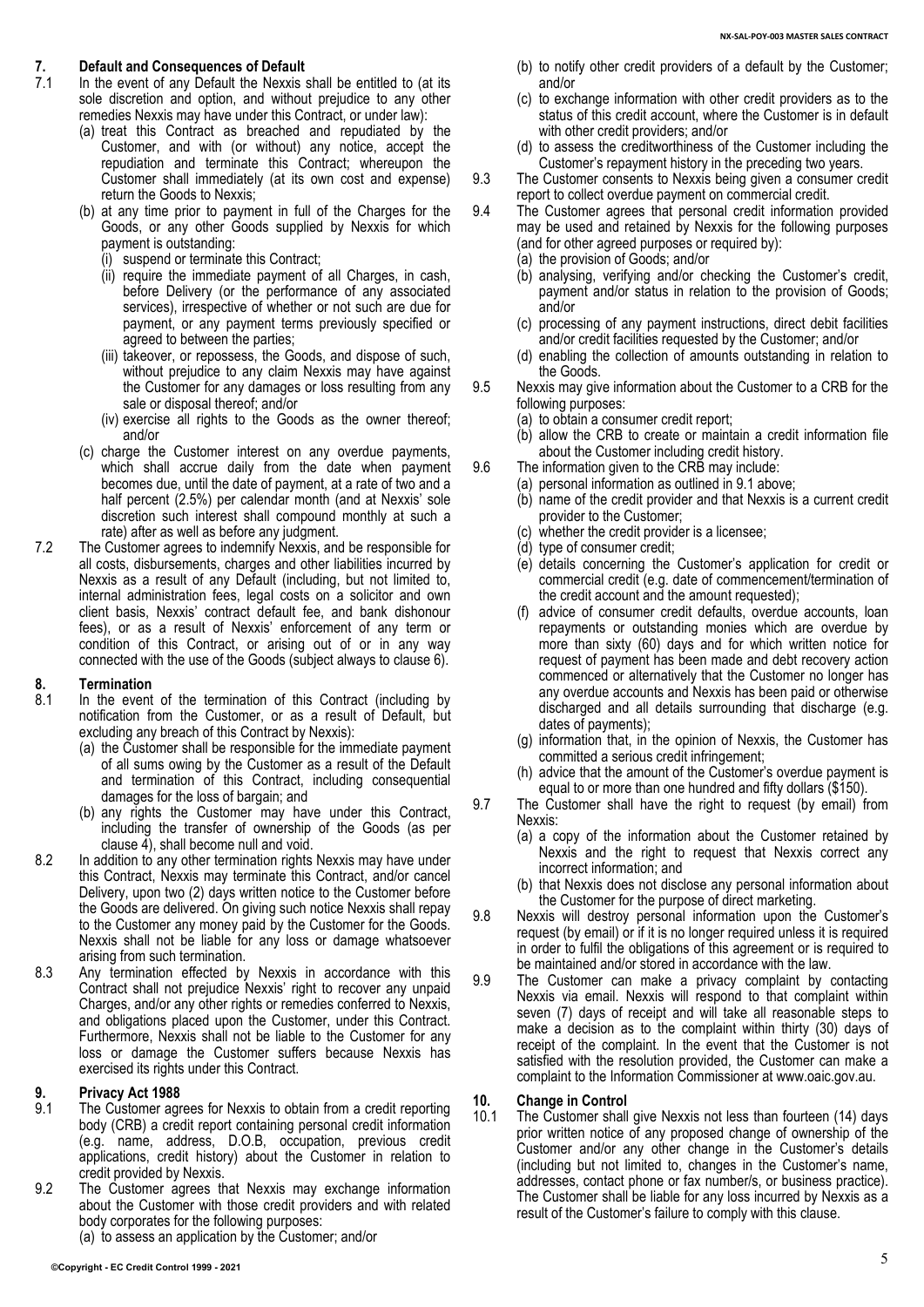## 7. Default and Consequences of Default

7.1 In the event of any Default the Nexxis shall be entitled to (at its sole discretion and option, and without prejudice to any other remedies Nexxis may have under this Contract, or under law):

(a) treat this Contract as breached and repudiated by the Customer, and with (or without) any notice, accept the repudiation and terminate this Contract; whereupon the Customer shall immediately (at its own cost and expense) return the Goods to Nexxis;

(b) at any time prior to payment in full of the Charges for the Goods, or any other Goods supplied by Nexxis for which payment is outstanding:

(i) suspend or terminate this Contract;

(ii) require the immediate payment of all Charges, in cash, before Delivery (or the performance of any associated services), irrespective of whether or not such are due for payment, or any payment terms previously specified or agreed to between the parties;

(iii) takeover, or repossess, the Goods, and dispose of such, without prejudice to any claim Nexxis may have against the Customer for any damages or loss resulting from any sale or disposal thereof; and/or

(iv) exercise all rights to the Goods as the owner thereof; and/or

(c) charge the Customer interest on any overdue payments, which shall accrue daily from the date when payment becomes due, until the date of payment, at a rate of two and a half percent (2.5%) per calendar month (and at Nexxis' sole discretion such interest shall compound monthly at such a rate) after as well as before any judgment.

7.2 The Customer agrees to indemnify Nexxis, and be responsible for all costs, disbursements, charges and other liabilities incurred by Nexxis as a result of any Default (including, but not limited to, internal administration fees, legal costs on a solicitor and own client basis, Nexxis' contract default fee, and bank dishonour fees), or as a result of Nexxis' enforcement of any term or condition of this Contract, or arising out of or in any way connected with the use of the Goods (subject always to clause 6).

## 8. Termination

8.1 In the event of the termination of this Contract (including by notification from the Customer, or as a result of Default, but excluding any breach of this Contract by Nexxis):

(a) the Customer shall be responsible for the immediate payment of all sums owing by the Customer as a result of the Default and termination of this Contract, including consequential damages for the loss of bargain; and

(b) any rights the Customer may have under this Contract, including the transfer of ownership of the Goods (as per clause 4), shall become null and void.

8.2 In addition to any other termination rights Nexxis may have under this Contract, Nexxis may terminate this Contract, and/or cancel Delivery, upon two (2) days written notice to the Customer before the Goods are delivered. On giving such notice Nexxis shall repay to the Customer any money paid by the Customer for the Goods. Nexxis shall not be liable for any loss or damage whatsoever arising from such termination.

8.3 Any termination effected by Nexxis in accordance with this Contract shall not prejudice Nexxis' right to recover any unpaid Charges, and/or any other rights or remedies conferred to Nexxis, and obligations placed upon the Customer, under this Contract. Furthermore, Nexxis shall not be liable to the Customer for any loss or damage the Customer suffers because Nexxis has exercised its rights under this Contract.

## 9. Privacy Act 1988

9.1 The Customer agrees for Nexxis to obtain from a credit reporting body (CRB) a credit report containing personal credit information (e.g. name, address, D.O.B, occupation, previous credit applications, credit history) about the Customer in relation to credit provided by Nexxis.

9.2 The Customer agrees that Nexxis may exchange information about the Customer with those credit providers and with related body corporates for the following purposes:

(a) to assess an application by the Customer; and/or

(b) to notify other credit providers of a default by the Customer; and/or

(c) to exchange information with other credit providers as to the status of this credit account, where the Customer is in default with other credit providers; and/or

(d) to assess the creditworthiness of the Customer including the Customer's repayment history in the preceding two years.

9.3 The Customer consents to Nexxis being given a consumer credit report to collect overdue payment on commercial credit.

9.4 The Customer agrees that personal credit information provided may be used and retained by Nexxis for the following purposes (and for other agreed purposes or required by):

(a) the provision of Goods; and/or

(b) analysing, verifying and/or checking the Customer's credit, payment and/or status in relation to the provision of Goods; and/or

(c) processing of any payment instructions, direct debit facilities and/or credit facilities requested by the Customer; and/or

(d) enabling the collection of amounts outstanding in relation to the Goods.

9.5 Nexxis may give information about the Customer to a CRB for the following purposes:

(a) to obtain a consumer credit report;

(b) allow the CRB to create or maintain a credit information file about the Customer including credit history.

9.6 The information given to the CRB may include:

(a) personal information as outlined in 9.1 above;

(b) name of the credit provider and that Nexxis is a current credit provider to the Customer;

(c) whether the credit provider is a licensee;

(d) type of consumer credit;

(e) details concerning the Customer's application for credit or commercial credit (e.g. date of commencement/termination of the credit account and the amount requested);

(f) advice of consumer credit defaults, overdue accounts, loan repayments or outstanding monies which are overdue by more than sixty (60) days and for which written notice for request of payment has been made and debt recovery action commenced or alternatively that the Customer no longer has any overdue accounts and Nexxis has been paid or otherwise discharged and all details surrounding that discharge (e.g. dates of payments);

(g) information that, in the opinion of Nexxis, the Customer has committed a serious credit infringement;

(h) advice that the amount of the Customer's overdue payment is equal to or more than one hundred and fifty dollars ($150).

9.7 The Customer shall have the right to request (by email) from Nexxis:

(a) a copy of the information about the Customer retained by Nexxis and the right to request that Nexxis correct any incorrect information; and

(b) that Nexxis does not disclose any personal information about the Customer for the purpose of direct marketing.

9.8 Nexxis will destroy personal information upon the Customer's request (by email) or if it is no longer required unless it is required in order to fulfil the obligations of this agreement or is required to be maintained and/or stored in accordance with the law.

9.9 The Customer can make a privacy complaint by contacting Nexxis via email. Nexxis will respond to that complaint within seven (7) days of receipt and will take all reasonable steps to make a decision as to the complaint within thirty (30) days of receipt of the complaint. In the event that the Customer is not satisfied with the resolution provided, the Customer can make a complaint to the Information Commissioner at www.oaic.gov.au.

## 10. Change in Control

10.1 The Customer shall give Nexxis not less than fourteen (14) days prior written notice of any proposed change of ownership of the Customer and/or any other change in the Customer's details (including but not limited to, changes in the Customer's name, addresses, contact phone or fax number/s, or business practice). The Customer shall be liable for any loss incurred by Nexxis as a result of the Customer's failure to comply with this clause.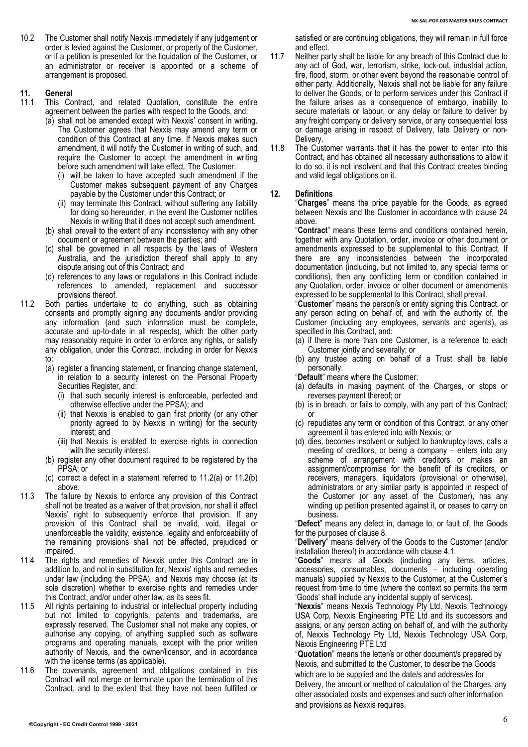10.2 The Customer shall notify Nexxis immediately if any judgement or order is levied against the Customer, or property of the Customer, or if a petition is presented for the liquidation of the Customer, or an administrator or receiver is appointed or a scheme of arrangement is proposed.

## 11. General

11.1 This Contract, and related Quotation, constitute the entire agreement between the parties with respect to the Goods, and:

(a) shall not be amended except with Nexxis' consent in writing. The Customer agrees that Nexxis may amend any term or condition of this Contract at any time. If Nexxis makes such amendment, it will notify the Customer in writing of such, and require the Customer to accept the amendment in writing before such amendment will take effect. The Customer:

(i) will be taken to have accepted such amendment if the Customer makes subsequent payment of any Charges payable by the Customer under this Contract; or

(ii) may terminate this Contract, without suffering any liability for doing so hereunder, in the event the Customer notifies Nexxis in writing that it does not accept such amendment.

(b) shall prevail to the extent of any inconsistency with any other document or agreement between the parties; and

(c) shall be governed in all respects by the laws of Western Australia, and the jurisdiction thereof shall apply to any dispute arising out of this Contract; and

(d) references to any laws or regulations in this Contract include references to amended, replacement and successor provisions thereof.

11.2 Both parties undertake to do anything, such as obtaining consents and promptly signing any documents and/or providing any information (and such information must be complete, accurate and up-to-date in all respects), which the other party may reasonably require in order to enforce any rights, or satisfy any obligation, under this Contract, including in order for Nexxis to:

(a) register a financing statement, or financing change statement, in relation to a security interest on the Personal Property Securities Register, and:

(i) that such security interest is enforceable, perfected and otherwise effective under the PPSA); and

(ii) that Nexxis is enabled to gain first priority (or any other priority agreed to by Nexxis in writing) for the security interest; and

(iii) that Nexxis is enabled to exercise rights in connection with the security interest.

(b) register any other document required to be registered by the PPSA; or

(c) correct a defect in a statement referred to 11.2(a) or 11.2(b) above.

11.3 The failure by Nexxis to enforce any provision of this Contract shall not be treated as a waiver of that provision, nor shall it affect Nexxis' right to subsequently enforce that provision. If any provision of this Contract shall be invalid, void, illegal or unenforceable the validity, existence, legality and enforceability of the remaining provisions shall not be affected, prejudiced or impaired.

11.4 The rights and remedies of Nexxis under this Contract are in addition to, and not in substitution for, Nexxis' rights and remedies under law (including the PPSA), and Nexxis may choose (at its sole discretion) whether to exercise rights and remedies under this Contract, and/or under other law, as its sees fit.

11.5 All rights pertaining to industrial or intellectual property including but not limited to copyrights, patents and trademarks, are expressly reserved. The Customer shall not make any copies, or authorise any copying, of anything supplied such as software programs and operating manuals, except with the prior written authority of Nexxis, and the owner/licensor, and in accordance with the license terms (as applicable).

11.6 The covenants, agreement and obligations contained in this Contract will not merge or terminate upon the termination of this Contract, and to the extent that they have not been fulfilled or satisfied or are continuing obligations, they will remain in full force and effect.

11.7 Neither party shall be liable for any breach of this Contract due to any act of God, war, terrorism, strike, lock-out, industrial action, fire, flood, storm, or other event beyond the reasonable control of either party. Additionally, Nexxis shall not be liable for any failure to deliver the Goods, or to perform services under this Contract if the failure arises as a consequence of embargo, inability to secure materials or labour, or any delay or failure to deliver by any freight company or delivery service, or any consequential loss or damage arising in respect of Delivery, late Delivery or non-Delivery.

11.8 The Customer warrants that it has the power to enter into this Contract, and has obtained all necessary authorisations to allow it to do so, it is not insolvent and that this Contract creates binding and valid legal obligations on it.

## 12. Definitions

"**Charges**" means the price payable for the Goods, as agreed between Nexxis and the Customer in accordance with clause 24 above.

"**Contract**" means these terms and conditions contained herein, together with any Quotation, order, invoice or other document or amendments expressed to be supplemental to this Contract. If there are any inconsistencies between the incorporated documentation (including, but not limited to, any special terms or conditions), then any conflicting term or condition contained in any Quotation, order, invoice or other document or amendments expressed to be supplemental to this Contract, shall prevail.

"**Customer**" means the person/s or entity signing this Contract, or any person acting on behalf of, and with the authority of, the Customer (including any employees, servants and agents), as specified in this Contract, and:

(a) if there is more than one Customer, is a reference to each Customer jointly and severally; or

(b) any trustee acting on behalf of a Trust shall be liable personally.

"**Default**" means where the Customer:

(a) defaults in making payment of the Charges, or stops or reverses payment thereof; or

(b) is in breach, or fails to comply, with any part of this Contract; or

(c) repudiates any term or condition of this Contract, or any other agreement it has entered into with Nexxis; or

(d) dies, becomes insolvent or subject to bankruptcy laws, calls a meeting of creditors, or being a company – enters into any scheme of arrangement with creditors or makes an assignment/compromise for the benefit of its creditors, or receivers, managers, liquidators (provisional or otherwise), administrators or any similar party is appointed in respect of the Customer (or any asset of the Customer), has any winding up petition presented against it, or ceases to carry on business.

"**Defect**" means any defect in, damage to, or fault of, the Goods for the purposes of clause 8.

"**Delivery**" means delivery of the Goods to the Customer (and/or installation thereof) in accordance with clause 4.1.

"**Goods**" means all Goods (including any items, articles, accessories, consumables, documents – including operating manuals) supplied by Nexxis to the Customer, at the Customer's request from time to time (where the context so permits the term 'Goods' shall include any incidental supply of services).

"**Nexxis**" means Nexxis Technology Pty Ltd, Nexxis Technology USA Corp, Nexxis Engineering PTE Ltd and its successors and assigns, or any person acting on behalf of, and with the authority of, Nexxis Technology Pty Ltd, Nexxis Technology USA Corp, Nexxis Engineering PTE Ltd

"**Quotation**" means the letter/s or other document/s prepared by Nexxis, and submitted to the Customer, to describe the Goods which are to be supplied and the date/s and address/es for Delivery, the amount or method of calculation of the Charges, any other associated costs and expenses and such other information and provisions as Nexxis requires.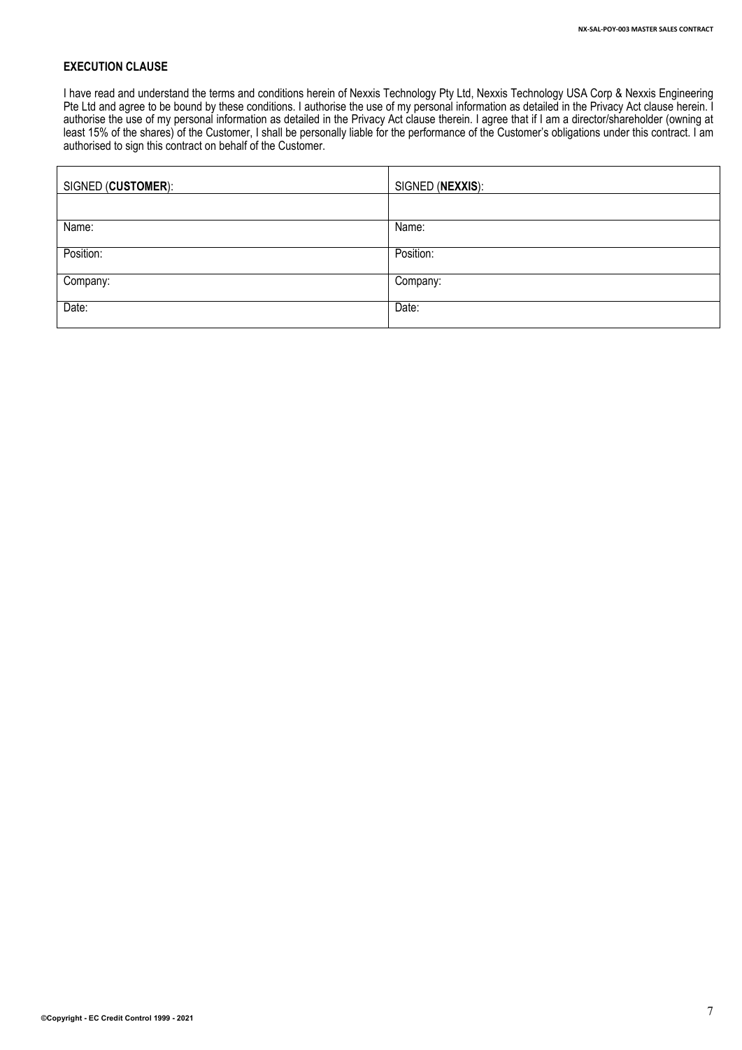## EXECUTION CLAUSE

I have read and understand the terms and conditions herein of Nexxis Technology Pty Ltd, Nexxis Technology USA Corp & Nexxis Engineering Pte Ltd and agree to be bound by these conditions. I authorise the use of my personal information as detailed in the Privacy Act clause herein. I authorise the use of my personal information as detailed in the Privacy Act clause therein. I agree that if I am a director/shareholder (owning at least 15% of the shares) of the Customer, I shall be personally liable for the performance of the Customer's obligations under this contract. I am authorised to sign this contract on behalf of the Customer.

| SIGNED (**CUSTOMER**): | SIGNED (**NEXXIS**): |
|---|---|
| | |
| Name: | Name: |
| Position: | Position: |
| Company: | Company: |
| Date: | Date: |

**©Copyright - EC Credit Control 1999 - 2021**